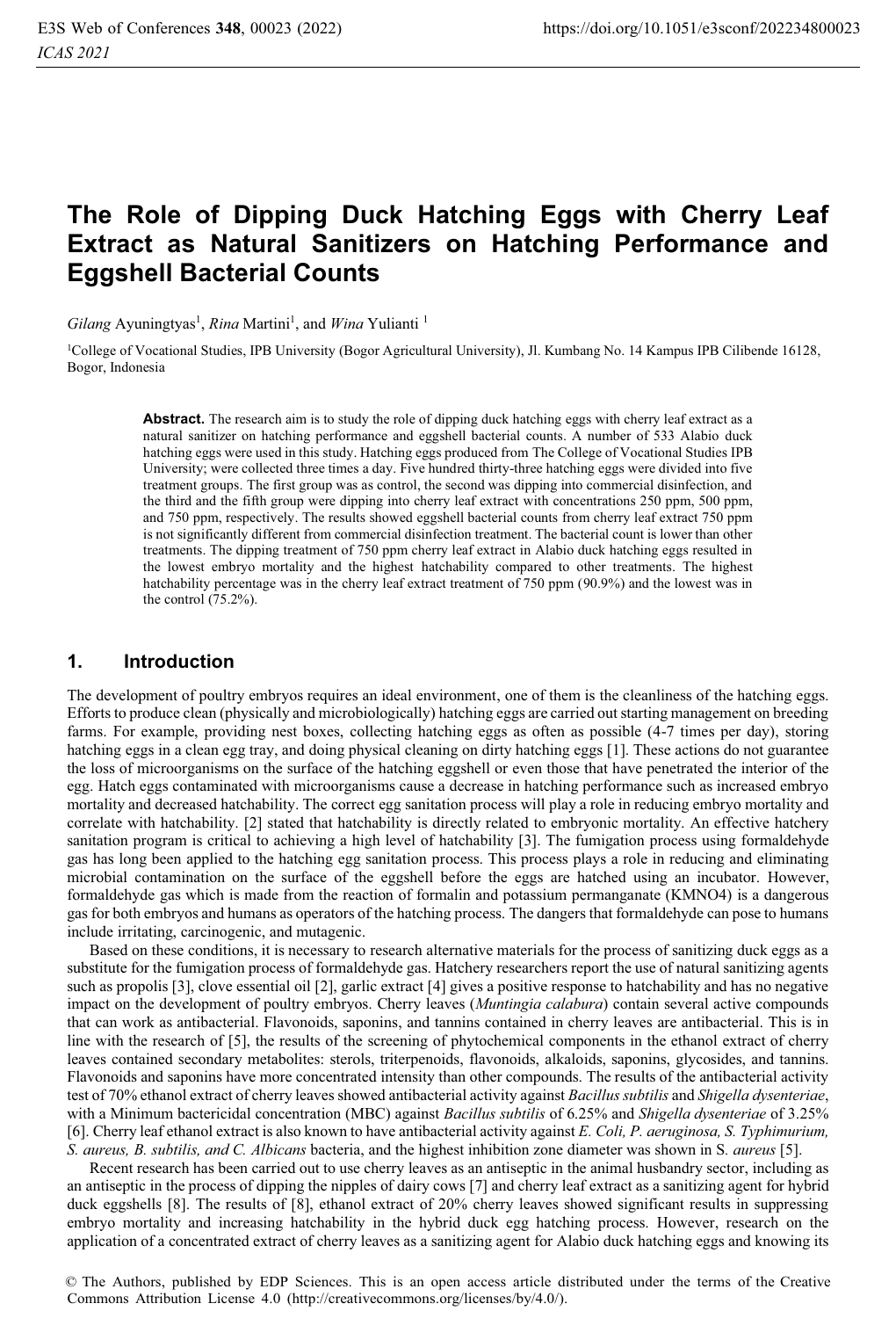# The Role of Dipping Duck Hatching Eggs with Cherry Leaf Extract as Natural Sanitizers on Hatching Performance and Eggshell Bacterial Counts

*Gilang* Ayuningtyas[1], *Rina* Martini[1], and *Wina* Yulianti [1]

[1]College of Vocational Studies, IPB University (Bogor Agricultural University), Jl. Kumbang No. 14 Kampus IPB Cilibende 16128, Bogor, Indonesia

**Abstract.** The research aim is to study the role of dipping duck hatching eggs with cherry leaf extract as a natural sanitizer on hatching performance and eggshell bacterial counts. A number of 533 Alabio duck hatching eggs were used in this study. Hatching eggs produced from The College of Vocational Studies IPB University; were collected three times a day. Five hundred thirty-three hatching eggs were divided into five treatment groups. The first group was as control, the second was dipping into commercial disinfection, and the third and the fifth group were dipping into cherry leaf extract with concentrations 250 ppm, 500 ppm, and 750 ppm, respectively. The results showed eggshell bacterial counts from cherry leaf extract 750 ppm is not significantly different from commercial disinfection treatment. The bacterial count is lower than other treatments. The dipping treatment of 750 ppm cherry leaf extract in Alabio duck hatching eggs resulted in the lowest embryo mortality and the highest hatchability compared to other treatments. The highest hatchability percentage was in the cherry leaf extract treatment of 750 ppm (90.9%) and the lowest was in the control (75.2%).

## 1. Introduction

The development of poultry embryos requires an ideal environment, one of them is the cleanliness of the hatching eggs. Efforts to produce clean (physically and microbiologically) hatching eggs are carried out starting management on breeding farms. For example, providing nest boxes, collecting hatching eggs as often as possible (4-7 times per day), storing hatching eggs in a clean egg tray, and doing physical cleaning on dirty hatching eggs [1]. These actions do not guarantee the loss of microorganisms on the surface of the hatching eggshell or even those that have penetrated the interior of the egg. Hatch eggs contaminated with microorganisms cause a decrease in hatching performance such as increased embryo mortality and decreased hatchability. The correct egg sanitation process will play a role in reducing embryo mortality and correlate with hatchability. [2] stated that hatchability is directly related to embryonic mortality. An effective hatchery sanitation program is critical to achieving a high level of hatchability [3]. The fumigation process using formaldehyde gas has long been applied to the hatching egg sanitation process. This process plays a role in reducing and eliminating microbial contamination on the surface of the eggshell before the eggs are hatched using an incubator. However, formaldehyde gas which is made from the reaction of formalin and potassium permanganate ($KMNO4$) is a dangerous gas for both embryos and humans as operators of the hatching process. The dangers that formaldehyde can pose to humans include irritating, carcinogenic, and mutagenic.

Based on these conditions, it is necessary to research alternative materials for the process of sanitizing duck eggs as a substitute for the fumigation process of formaldehyde gas. Hatchery researchers report the use of natural sanitizing agents such as propolis [3], clove essential oil [2], garlic extract [4] gives a positive response to hatchability and has no negative impact on the development of poultry embryos. Cherry leaves (*Muntingia calabura*) contain several active compounds that can work as antibacterial. Flavonoids, saponins, and tannins contained in cherry leaves are antibacterial. This is in line with the research of [5], the results of the screening of phytochemical components in the ethanol extract of cherry leaves contained secondary metabolites: sterols, triterpenoids, flavonoids, alkaloids, saponins, glycosides, and tannins. Flavonoids and saponins have more concentrated intensity than other compounds. The results of the antibacterial activity test of 70% ethanol extract of cherry leaves showed antibacterial activity against *Bacillus subtilis* and *Shigella dysenteriae*, with a Minimum bactericidal concentration (MBC) against *Bacillus subtilis* of 6.25% and *Shigella dysenteriae* of 3.25% [6]. Cherry leaf ethanol extract is also known to have antibacterial activity against *E. Coli, P. aeruginosa, S. Typhimurium, S. aureus, B. subtilis, and C. Albicans* bacteria, and the highest inhibition zone diameter was shown in S. *aureus* [5].

Recent research has been carried out to use cherry leaves as an antiseptic in the animal husbandry sector, including as an antiseptic in the process of dipping the nipples of dairy cows [7] and cherry leaf extract as a sanitizing agent for hybrid duck eggshells [8]. The results of [8], ethanol extract of 20% cherry leaves showed significant results in suppressing embryo mortality and increasing hatchability in the hybrid duck egg hatching process. However, research on the application of a concentrated extract of cherry leaves as a sanitizing agent for Alabio duck hatching eggs and knowing its

© The Authors, published by EDP Sciences. This is an open access article distributed under the terms of the Creative Commons Attribution License 4.0 (http://creativecommons.org/licenses/by/4.0/).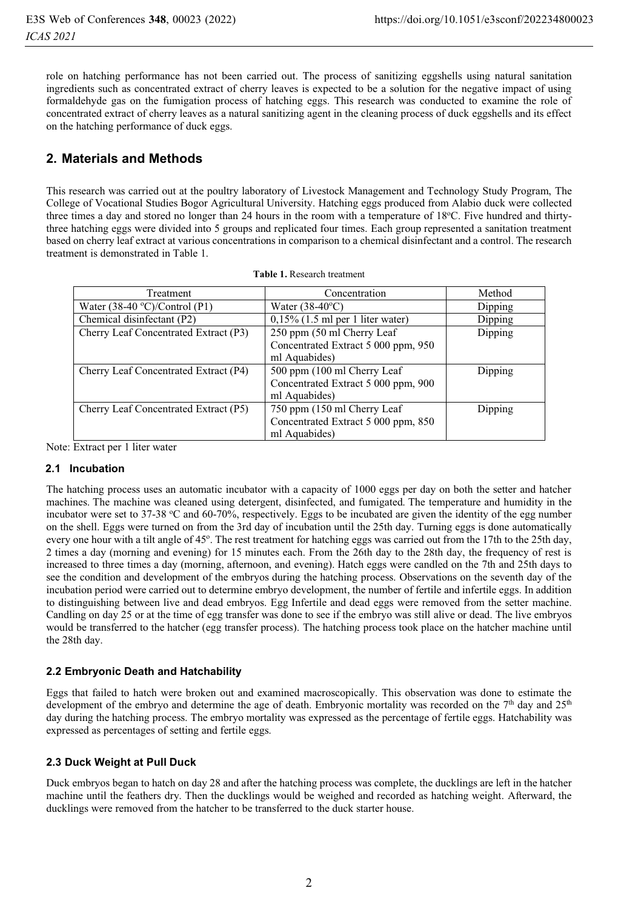role on hatching performance has not been carried out. The process of sanitizing eggshells using natural sanitation ingredients such as concentrated extract of cherry leaves is expected to be a solution for the negative impact of using formaldehyde gas on the fumigation process of hatching eggs. This research was conducted to examine the role of concentrated extract of cherry leaves as a natural sanitizing agent in the cleaning process of duck eggshells and its effect on the hatching performance of duck eggs.

## 2. Materials and Methods

This research was carried out at the poultry laboratory of Livestock Management and Technology Study Program, The College of Vocational Studies Bogor Agricultural University. Hatching eggs produced from Alabio duck were collected three times a day and stored no longer than 24 hours in the room with a temperature of 18°C. Five hundred and thirty-three hatching eggs were divided into 5 groups and replicated four times. Each group represented a sanitation treatment based on cherry leaf extract at various concentrations in comparison to a chemical disinfectant and a control. The research treatment is demonstrated in Table 1.

**Table 1.** Research treatment

| Treatment | Concentration | Method |
|---|---|---|
| Water (38-40 °C)/Control (P1) | Water (38-40°C) | Dipping |
| Chemical disinfectant (P2) | 0,15% (1.5 ml per 1 liter water) | Dipping |
| Cherry Leaf Concentrated Extract (P3) | 250 ppm (50 ml Cherry Leaf Concentrated Extract 5 000 ppm, 950 ml Aquabides) | Dipping |
| Cherry Leaf Concentrated Extract (P4) | 500 ppm (100 ml Cherry Leaf Concentrated Extract 5 000 ppm, 900 ml Aquabides) | Dipping |
| Cherry Leaf Concentrated Extract (P5) | 750 ppm (150 ml Cherry Leaf Concentrated Extract 5 000 ppm, 850 ml Aquabides) | Dipping |

Note: Extract per 1 liter water

### 2.1 Incubation

The hatching process uses an automatic incubator with a capacity of 1000 eggs per day on both the setter and hatcher machines. The machine was cleaned using detergent, disinfected, and fumigated. The temperature and humidity in the incubator were set to 37-38 °C and 60-70%, respectively. Eggs to be incubated are given the identity of the egg number on the shell. Eggs were turned on from the 3rd day of incubation until the 25th day. Turning eggs is done automatically every one hour with a tilt angle of 45°. The rest treatment for hatching eggs was carried out from the 17th to the 25th day, 2 times a day (morning and evening) for 15 minutes each. From the 26th day to the 28th day, the frequency of rest is increased to three times a day (morning, afternoon, and evening). Hatch eggs were candled on the 7th and 25th days to see the condition and development of the embryos during the hatching process. Observations on the seventh day of the incubation period were carried out to determine embryo development, the number of fertile and infertile eggs. In addition to distinguishing between live and dead embryos. Egg Infertile and dead eggs were removed from the setter machine. Candling on day 25 or at the time of egg transfer was done to see if the embryo was still alive or dead. The live embryos would be transferred to the hatcher (egg transfer process). The hatching process took place on the hatcher machine until the 28th day.

### 2.2 Embryonic Death and Hatchability

Eggs that failed to hatch were broken out and examined macroscopically. This observation was done to estimate the development of the embryo and determine the age of death. Embryonic mortality was recorded on the 7th day and 25th day during the hatching process. The embryo mortality was expressed as the percentage of fertile eggs. Hatchability was expressed as percentages of setting and fertile eggs.

### 2.3 Duck Weight at Pull Duck

Duck embryos began to hatch on day 28 and after the hatching process was complete, the ducklings are left in the hatcher machine until the feathers dry. Then the ducklings would be weighed and recorded as hatching weight. Afterward, the ducklings were removed from the hatcher to be transferred to the duck starter house.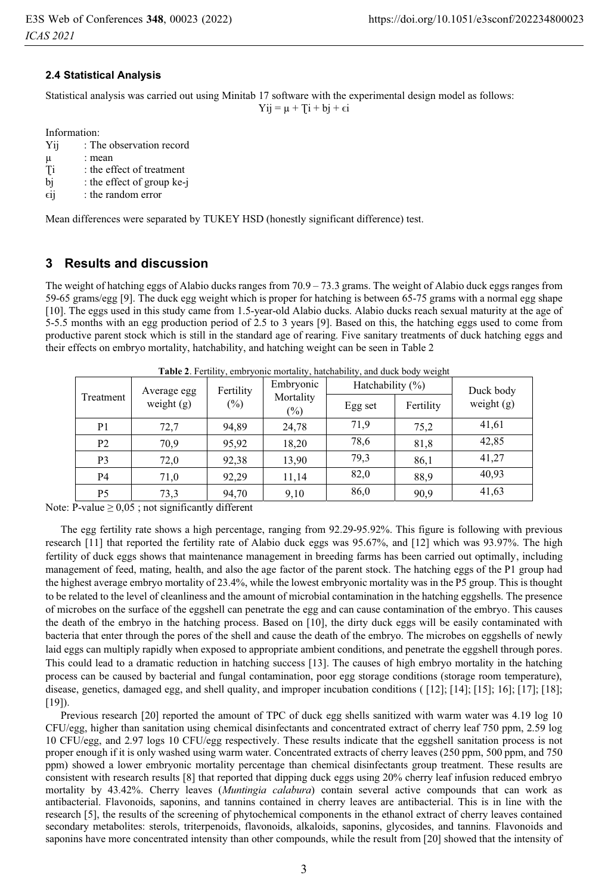### 2.4 Statistical Analysis

Statistical analysis was carried out using Minitab 17 software with the experimental design model as follows:

$$Yij = \mu + Ţi + bj + \epsilon i$$

Information:

- Yij : The observation record
- μ : mean
- Ţi : the effect of treatment
- bj : the effect of group ke-j
- ϵij : the random error

Mean differences were separated by TUKEY HSD (honestly significant difference) test.

## 3 Results and discussion

The weight of hatching eggs of Alabio ducks ranges from 70.9 – 73.3 grams. The weight of Alabio duck eggs ranges from 59-65 grams/egg [9]. The duck egg weight which is proper for hatching is between 65-75 grams with a normal egg shape [10]. The eggs used in this study came from 1.5-year-old Alabio ducks. Alabio ducks reach sexual maturity at the age of 5-5.5 months with an egg production period of 2.5 to 3 years [9]. Based on this, the hatching eggs used to come from productive parent stock which is still in the standard age of rearing. Five sanitary treatments of duck hatching eggs and their effects on embryo mortality, hatchability, and hatching weight can be seen in Table 2

**Table 2**. Fertility, embryonic mortality, hatchability, and duck body weight

| Treatment | Average egg weight (g) | Fertility (%) | Embryonic Mortality (%) | Hatchability (%) | | Duck body weight (g) |
|---|---|---|---|---|---|---|
| | | | | Egg set | Fertility | |
| P1 | 72,7 | 94,89 | 24,78 | 71,9 | 75,2 | 41,61 |
| P2 | 70,9 | 95,92 | 18,20 | 78,6 | 81,8 | 42,85 |
| P3 | 72,0 | 92,38 | 13,90 | 79,3 | 86,1 | 41,27 |
| P4 | 71,0 | 92,29 | 11,14 | 82,0 | 88,9 | 40,93 |
| P5 | 73,3 | 94,70 | 9,10 | 86,0 | 90,9 | 41,63 |

Note: P-value ≥ 0,05 ; not significantly different

The egg fertility rate shows a high percentage, ranging from 92.29-95.92%. This figure is following with previous research [11] that reported the fertility rate of Alabio duck eggs was 95.67%, and [12] which was 93.97%. The high fertility of duck eggs shows that maintenance management in breeding farms has been carried out optimally, including management of feed, mating, health, and also the age factor of the parent stock. The hatching eggs of the P1 group had the highest average embryo mortality of 23.4%, while the lowest embryonic mortality was in the P5 group. This is thought to be related to the level of cleanliness and the amount of microbial contamination in the hatching eggshells. The presence of microbes on the surface of the eggshell can penetrate the egg and can cause contamination of the embryo. This causes the death of the embryo in the hatching process. Based on [10], the dirty duck eggs will be easily contaminated with bacteria that enter through the pores of the shell and cause the death of the embryo. The microbes on eggshells of newly laid eggs can multiply rapidly when exposed to appropriate ambient conditions, and penetrate the eggshell through pores. This could lead to a dramatic reduction in hatching success [13]. The causes of high embryo mortality in the hatching process can be caused by bacterial and fungal contamination, poor egg storage conditions (storage room temperature), disease, genetics, damaged egg, and shell quality, and improper incubation conditions ( [12]; [14]; [15]; 16]; [17]; [18]; [19]).

Previous research [20] reported the amount of TPC of duck egg shells sanitized with warm water was 4.19 log 10 CFU/egg, higher than sanitation using chemical disinfectants and concentrated extract of cherry leaf 750 ppm, 2.59 log 10 CFU/egg, and 2.97 logs 10 CFU/egg respectively. These results indicate that the eggshell sanitation process is not proper enough if it is only washed using warm water. Concentrated extracts of cherry leaves (250 ppm, 500 ppm, and 750 ppm) showed a lower embryonic mortality percentage than chemical disinfectants group treatment. These results are consistent with research results [8] that reported that dipping duck eggs using 20% cherry leaf infusion reduced embryo mortality by 43.42%. Cherry leaves (*Muntingia calabura*) contain several active compounds that can work as antibacterial. Flavonoids, saponins, and tannins contained in cherry leaves are antibacterial. This is in line with the research [5], the results of the screening of phytochemical components in the ethanol extract of cherry leaves contained secondary metabolites: sterols, triterpenoids, flavonoids, alkaloids, saponins, glycosides, and tannins. Flavonoids and saponins have more concentrated intensity than other compounds, while the result from [20] showed that the intensity of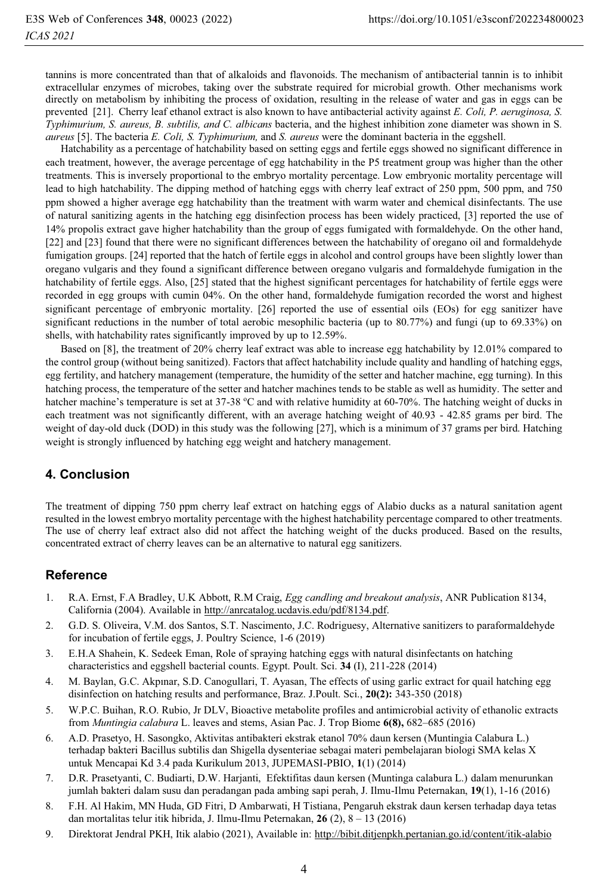tannins is more concentrated than that of alkaloids and flavonoids. The mechanism of antibacterial tannin is to inhibit extracellular enzymes of microbes, taking over the substrate required for microbial growth. Other mechanisms work directly on metabolism by inhibiting the process of oxidation, resulting in the release of water and gas in eggs can be prevented [21]. Cherry leaf ethanol extract is also known to have antibacterial activity against *E. Coli, P. aeruginosa, S. Typhimurium, S. aureus, B. subtilis, and C. albicans* bacteria, and the highest inhibition zone diameter was shown in *S. aureus* [5]. The bacteria *E. Coli, S. Typhimurium,* and *S. aureus* were the dominant bacteria in the eggshell.

Hatchability as a percentage of hatchability based on setting eggs and fertile eggs showed no significant difference in each treatment, however, the average percentage of egg hatchability in the P5 treatment group was higher than the other treatments. This is inversely proportional to the embryo mortality percentage. Low embryonic mortality percentage will lead to high hatchability. The dipping method of hatching eggs with cherry leaf extract of 250 ppm, 500 ppm, and 750 ppm showed a higher average egg hatchability than the treatment with warm water and chemical disinfectants. The use of natural sanitizing agents in the hatching egg disinfection process has been widely practiced, [3] reported the use of 14% propolis extract gave higher hatchability than the group of eggs fumigated with formaldehyde. On the other hand, [22] and [23] found that there were no significant differences between the hatchability of oregano oil and formaldehyde fumigation groups. [24] reported that the hatch of fertile eggs in alcohol and control groups have been slightly lower than oregano vulgaris and they found a significant difference between oregano vulgaris and formaldehyde fumigation in the hatchability of fertile eggs. Also, [25] stated that the highest significant percentages for hatchability of fertile eggs were recorded in egg groups with cumin 04%. On the other hand, formaldehyde fumigation recorded the worst and highest significant percentage of embryonic mortality. [26] reported the use of essential oils (EOs) for egg sanitizer have significant reductions in the number of total aerobic mesophilic bacteria (up to 80.77%) and fungi (up to 69.33%) on shells, with hatchability rates significantly improved by up to 12.59%.

Based on [8], the treatment of 20% cherry leaf extract was able to increase egg hatchability by 12.01% compared to the control group (without being sanitized). Factors that affect hatchability include quality and handling of hatching eggs, egg fertility, and hatchery management (temperature, the humidity of the setter and hatcher machine, egg turning). In this hatching process, the temperature of the setter and hatcher machines tends to be stable as well as humidity. The setter and hatcher machine's temperature is set at 37-38 ºC and with relative humidity at 60-70%. The hatching weight of ducks in each treatment was not significantly different, with an average hatching weight of 40.93 - 42.85 grams per bird. The weight of day-old duck (DOD) in this study was the following [27], which is a minimum of 37 grams per bird. Hatching weight is strongly influenced by hatching egg weight and hatchery management.

## 4. Conclusion

The treatment of dipping 750 ppm cherry leaf extract on hatching eggs of Alabio ducks as a natural sanitation agent resulted in the lowest embryo mortality percentage with the highest hatchability percentage compared to other treatments. The use of cherry leaf extract also did not affect the hatching weight of the ducks produced. Based on the results, concentrated extract of cherry leaves can be an alternative to natural egg sanitizers.

## Reference

1. R.A. Ernst, F.A Bradley, U.K Abbott, R.M Craig, *Egg candling and breakout analysis*, ANR Publication 8134, California (2004). Available in http://anrcatalog.ucdavis.edu/pdf/8134.pdf.
2. G.D. S. Oliveira, V.M. dos Santos, S.T. Nascimento, J.C. Rodriguesy, Alternative sanitizers to paraformaldehyde for incubation of fertile eggs, J. Poultry Science, 1-6 (2019)
3. E.H.A Shahein, K. Sedeek Eman, Role of spraying hatching eggs with natural disinfectants on hatching characteristics and eggshell bacterial counts. Egypt. Poult. Sci. **34** (I), 211-228 (2014)
4. M. Baylan, G.C. Akpınar, S.D. Canogullari, T. Ayasan, The effects of using garlic extract for quail hatching egg disinfection on hatching results and performance, Braz. J.Poult. Sci., **20(2):** 343-350 (2018)
5. W.P.C. Buihan, R.O. Rubio, Jr DLV, Bioactive metabolite profiles and antimicrobial activity of ethanolic extracts from *Muntingia calabura* L. leaves and stems, Asian Pac. J. Trop Biome **6(8),** 682–685 (2016)
6. A.D. Prasetyo, H. Sasongko, Aktivitas antibakteri ekstrak etanol 70% daun kersen (Muntingia Calabura L.) terhadap bakteri Bacillus subtilis dan Shigella dysenteriae sebagai materi pembelajaran biologi SMA kelas X untuk Mencapai Kd 3.4 pada Kurikulum 2013, JUPEMASI-PBIO, **1**(1) (2014)
7. D.R. Prasetyanti, C. Budiarti, D.W. Harjanti, Efektifitas daun kersen (Muntinga calabura L.) dalam menurunkan jumlah bakteri dalam susu dan peradangan pada ambing sapi perah, J. Ilmu-Ilmu Peternakan, **19**(1), 1-16 (2016)
8. F.H. Al Hakim, MN Huda, GD Fitri, D Ambarwati, H Tistiana, Pengaruh ekstrak daun kersen terhadap daya tetas dan mortalitas telur itik hibrida, J. Ilmu-Ilmu Peternakan, **26** (2), 8 – 13 (2016)
9. Direktorat Jendral PKH, Itik alabio (2021), Available in: http://bibit.ditjenpkh.pertanian.go.id/content/itik-alabio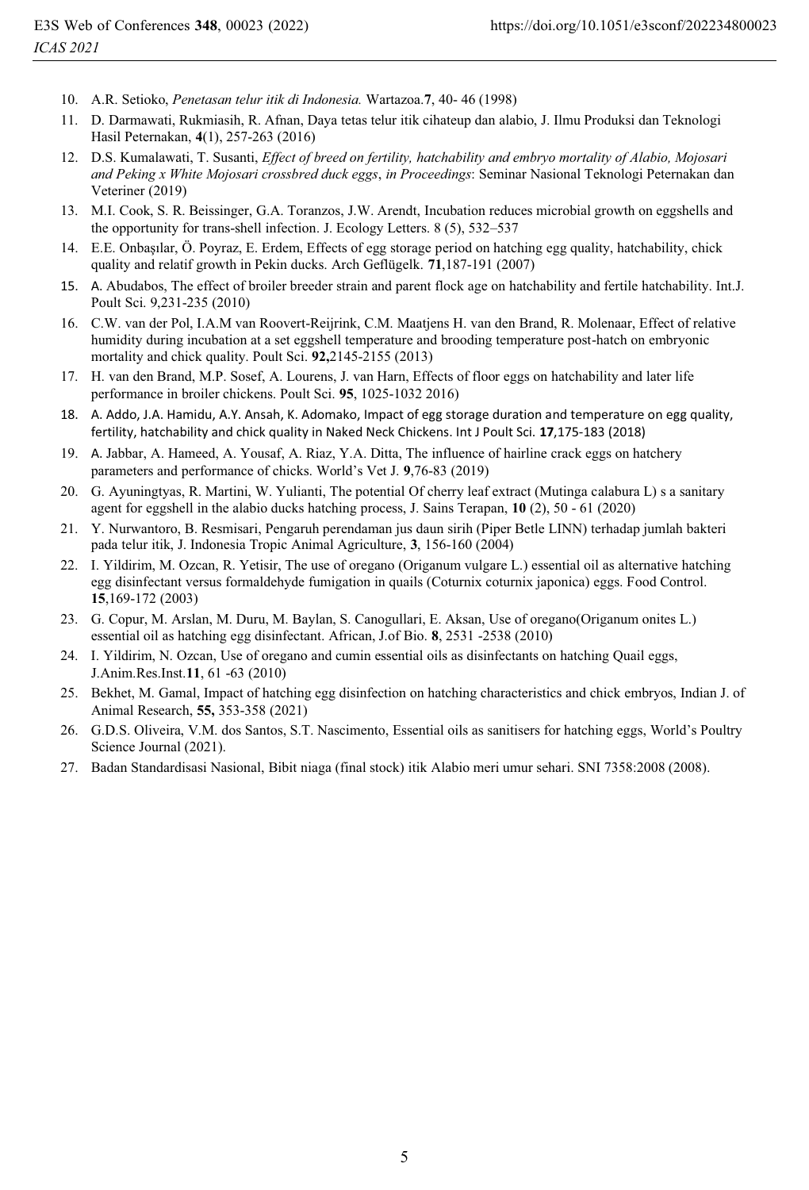10. A.R. Setioko, *Penetasan telur itik di Indonesia.* Wartazoa.**7**, 40- 46 (1998)
11. D. Darmawati, Rukmiasih, R. Afnan, Daya tetas telur itik cihateup dan alabio, J. Ilmu Produksi dan Teknologi Hasil Peternakan, **4**(1), 257-263 (2016)
12. D.S. Kumalawati, T. Susanti, *Effect of breed on fertility, hatchability and embryo mortality of Alabio, Mojosari and Peking x White Mojosari crossbred duck eggs*, *in Proceedings*: Seminar Nasional Teknologi Peternakan dan Veteriner (2019)
13. M.I. Cook, S. R. Beissinger, G.A. Toranzos, J.W. Arendt, Incubation reduces microbial growth on eggshells and the opportunity for trans-shell infection. J. Ecology Letters. 8 (5), 532–537
14. E.E. Onbaşılar, Ö. Poyraz, E. Erdem, Effects of egg storage period on hatching egg quality, hatchability, chick quality and relatif growth in Pekin ducks. Arch Geflügelk. **71**,187-191 (2007)
15. A. Abudabos, The effect of broiler breeder strain and parent flock age on hatchability and fertile hatchability. Int.J. Poult Sci. 9,231-235 (2010)
16. C.W. van der Pol, I.A.M van Roovert-Reijrink, C.M. Maatjens H. van den Brand, R. Molenaar, Effect of relative humidity during incubation at a set eggshell temperature and brooding temperature post-hatch on embryonic mortality and chick quality. Poult Sci. **92,**2145-2155 (2013)
17. H. van den Brand, M.P. Sosef, A. Lourens, J. van Harn, Effects of floor eggs on hatchability and later life performance in broiler chickens. Poult Sci. **95**, 1025-1032 2016)
18. A. Addo, J.A. Hamidu, A.Y. Ansah, K. Adomako, Impact of egg storage duration and temperature on egg quality, fertility, hatchability and chick quality in Naked Neck Chickens. Int J Poult Sci. **17**,175-183 (2018)
19. A. Jabbar, A. Hameed, A. Yousaf, A. Riaz, Y.A. Ditta, The influence of hairline crack eggs on hatchery parameters and performance of chicks. World's Vet J. **9**,76-83 (2019)
20. G. Ayuningtyas, R. Martini, W. Yulianti, The potential Of cherry leaf extract (Mutinga calabura L) s a sanitary agent for eggshell in the alabio ducks hatching process, J. Sains Terapan, **10** (2), 50 - 61 (2020)
21. Y. Nurwantoro, B. Resmisari, Pengaruh perendaman jus daun sirih (Piper Betle LINN) terhadap jumlah bakteri pada telur itik, J. Indonesia Tropic Animal Agriculture, **3**, 156-160 (2004)
22. I. Yildirim, M. Ozcan, R. Yetisir, The use of oregano (Origanum vulgare L.) essential oil as alternative hatching egg disinfectant versus formaldehyde fumigation in quails (Coturnix coturnix japonica) eggs. Food Control. **15**,169-172 (2003)
23. G. Copur, M. Arslan, M. Duru, M. Baylan, S. Canogullari, E. Aksan, Use of oregano(Origanum onites L.) essential oil as hatching egg disinfectant. African, J.of Bio. **8**, 2531 -2538 (2010)
24. I. Yildirim, N. Ozcan, Use of oregano and cumin essential oils as disinfectants on hatching Quail eggs, J.Anim.Res.Inst.**11**, 61 -63 (2010)
25. Bekhet, M. Gamal, Impact of hatching egg disinfection on hatching characteristics and chick embryos, Indian J. of Animal Research, **55,** 353-358 (2021)
26. G.D.S. Oliveira, V.M. dos Santos, S.T. Nascimento, Essential oils as sanitisers for hatching eggs, World's Poultry Science Journal (2021).
27. Badan Standardisasi Nasional, Bibit niaga (final stock) itik Alabio meri umur sehari. SNI 7358:2008 (2008).